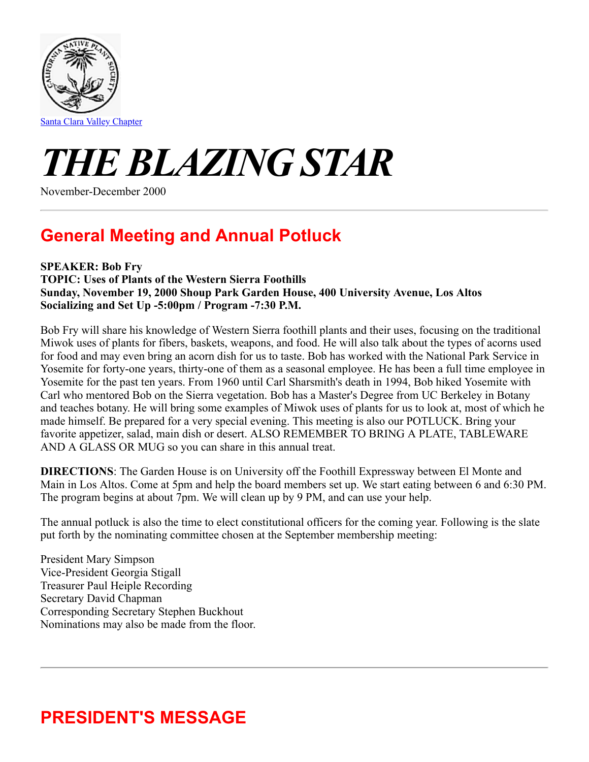Santa Clara Valley Chapter

# *THE BLAZING STAR*

November-December 2000

---

## General Meeting and Annual Potluck

**SPEAKER: Bob Fry**
**TOPIC: Uses of Plants of the Western Sierra Foothills**
**Sunday, November 19, 2000 Shoup Park Garden House, 400 University Avenue, Los Altos**
**Socializing and Set Up -5:00pm / Program -7:30 P.M.**

Bob Fry will share his knowledge of Western Sierra foothill plants and their uses, focusing on the traditional Miwok uses of plants for fibers, baskets, weapons, and food. He will also talk about the types of acorns used for food and may even bring an acorn dish for us to taste. Bob has worked with the National Park Service in Yosemite for forty-one years, thirty-one of them as a seasonal employee. He has been a full time employee in Yosemite for the past ten years. From 1960 until Carl Sharsmith's death in 1994, Bob hiked Yosemite with Carl who mentored Bob on the Sierra vegetation. Bob has a Master's Degree from UC Berkeley in Botany and teaches botany. He will bring some examples of Miwok uses of plants for us to look at, most of which he made himself. Be prepared for a very special evening. This meeting is also our POTLUCK. Bring your favorite appetizer, salad, main dish or desert. ALSO REMEMBER TO BRING A PLATE, TABLEWARE AND A GLASS OR MUG so you can share in this annual treat.

**DIRECTIONS**: The Garden House is on University off the Foothill Expressway between El Monte and Main in Los Altos. Come at 5pm and help the board members set up. We start eating between 6 and 6:30 PM. The program begins at about 7pm. We will clean up by 9 PM, and can use your help.

The annual potluck is also the time to elect constitutional officers for the coming year. Following is the slate put forth by the nominating committee chosen at the September membership meeting:

President Mary Simpson
Vice-President Georgia Stigall
Treasurer Paul Heiple Recording
Secretary David Chapman
Corresponding Secretary Stephen Buckhout
Nominations may also be made from the floor.

---

## PRESIDENT'S MESSAGE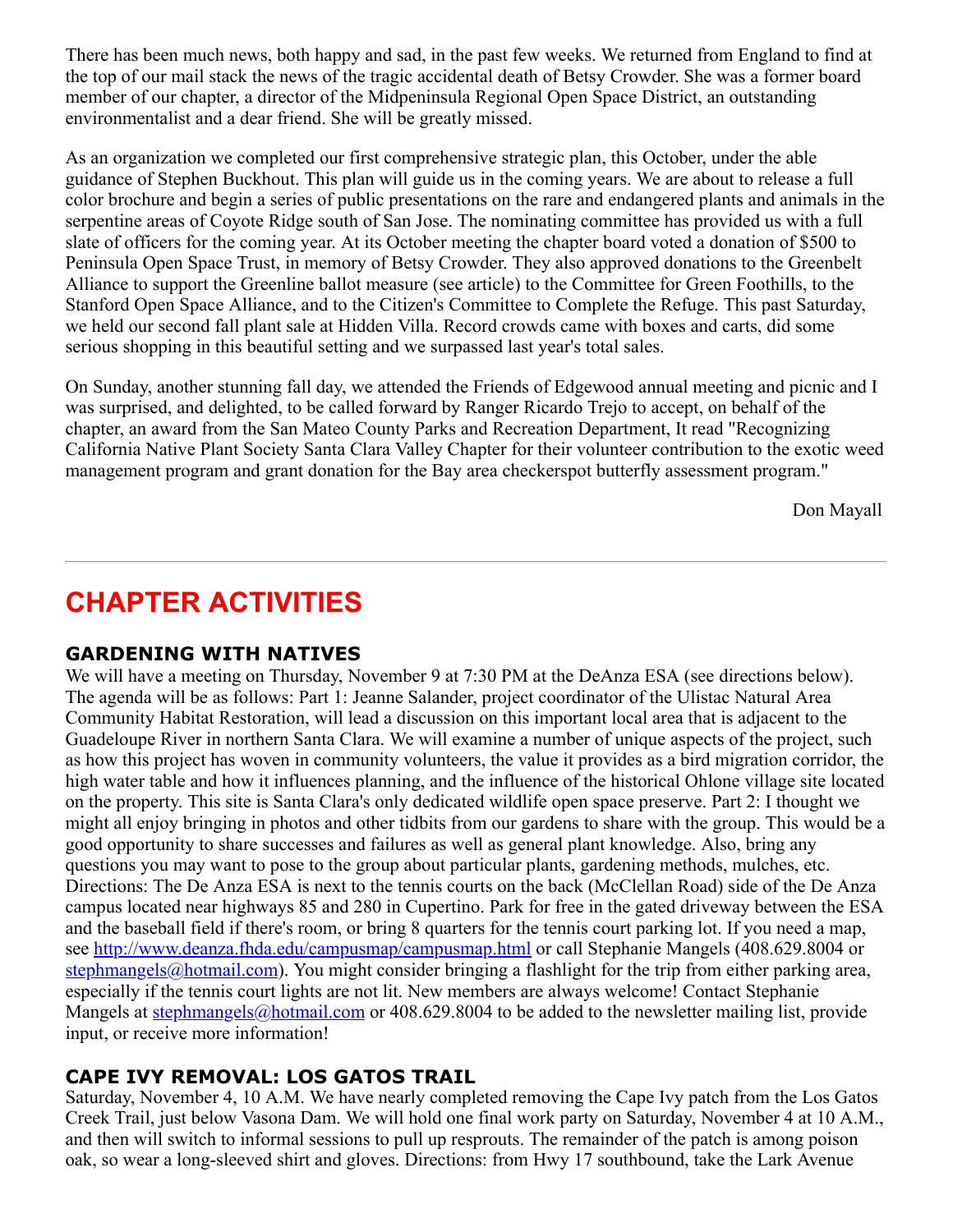There has been much news, both happy and sad, in the past few weeks. We returned from England to find at the top of our mail stack the news of the tragic accidental death of Betsy Crowder. She was a former board member of our chapter, a director of the Midpeninsula Regional Open Space District, an outstanding environmentalist and a dear friend. She will be greatly missed.

As an organization we completed our first comprehensive strategic plan, this October, under the able guidance of Stephen Buckhout. This plan will guide us in the coming years. We are about to release a full color brochure and begin a series of public presentations on the rare and endangered plants and animals in the serpentine areas of Coyote Ridge south of San Jose. The nominating committee has provided us with a full slate of officers for the coming year. At its October meeting the chapter board voted a donation of $500 to Peninsula Open Space Trust, in memory of Betsy Crowder. They also approved donations to the Greenbelt Alliance to support the Greenline ballot measure (see article) to the Committee for Green Foothills, to the Stanford Open Space Alliance, and to the Citizen's Committee to Complete the Refuge. This past Saturday, we held our second fall plant sale at Hidden Villa. Record crowds came with boxes and carts, did some serious shopping in this beautiful setting and we surpassed last year's total sales.

On Sunday, another stunning fall day, we attended the Friends of Edgewood annual meeting and picnic and I was surprised, and delighted, to be called forward by Ranger Ricardo Trejo to accept, on behalf of the chapter, an award from the San Mateo County Parks and Recreation Department, It read "Recognizing California Native Plant Society Santa Clara Valley Chapter for their volunteer contribution to the exotic weed management program and grant donation for the Bay area checkerspot butterfly assessment program."

Don Mayall

---

# CHAPTER ACTIVITIES

### GARDENING WITH NATIVES

We will have a meeting on Thursday, November 9 at 7:30 PM at the DeAnza ESA (see directions below). The agenda will be as follows: Part 1: Jeanne Salander, project coordinator of the Ulistac Natural Area Community Habitat Restoration, will lead a discussion on this important local area that is adjacent to the Guadeloupe River in northern Santa Clara. We will examine a number of unique aspects of the project, such as how this project has woven in community volunteers, the value it provides as a bird migration corridor, the high water table and how it influences planning, and the influence of the historical Ohlone village site located on the property. This site is Santa Clara's only dedicated wildlife open space preserve. Part 2: I thought we might all enjoy bringing in photos and other tidbits from our gardens to share with the group. This would be a good opportunity to share successes and failures as well as general plant knowledge. Also, bring any questions you may want to pose to the group about particular plants, gardening methods, mulches, etc. Directions: The De Anza ESA is next to the tennis courts on the back (McClellan Road) side of the De Anza campus located near highways 85 and 280 in Cupertino. Park for free in the gated driveway between the ESA and the baseball field if there's room, or bring 8 quarters for the tennis court parking lot. If you need a map, see http://www.deanza.fhda.edu/campusmap/campusmap.html or call Stephanie Mangels (408.629.8004 or stephmangels@hotmail.com). You might consider bringing a flashlight for the trip from either parking area, especially if the tennis court lights are not lit. New members are always welcome! Contact Stephanie Mangels at stephmangels@hotmail.com or 408.629.8004 to be added to the newsletter mailing list, provide input, or receive more information!

### CAPE IVY REMOVAL: LOS GATOS TRAIL

Saturday, November 4, 10 A.M. We have nearly completed removing the Cape Ivy patch from the Los Gatos Creek Trail, just below Vasona Dam. We will hold one final work party on Saturday, November 4 at 10 A.M., and then will switch to informal sessions to pull up resprouts. The remainder of the patch is among poison oak, so wear a long-sleeved shirt and gloves. Directions: from Hwy 17 southbound, take the Lark Avenue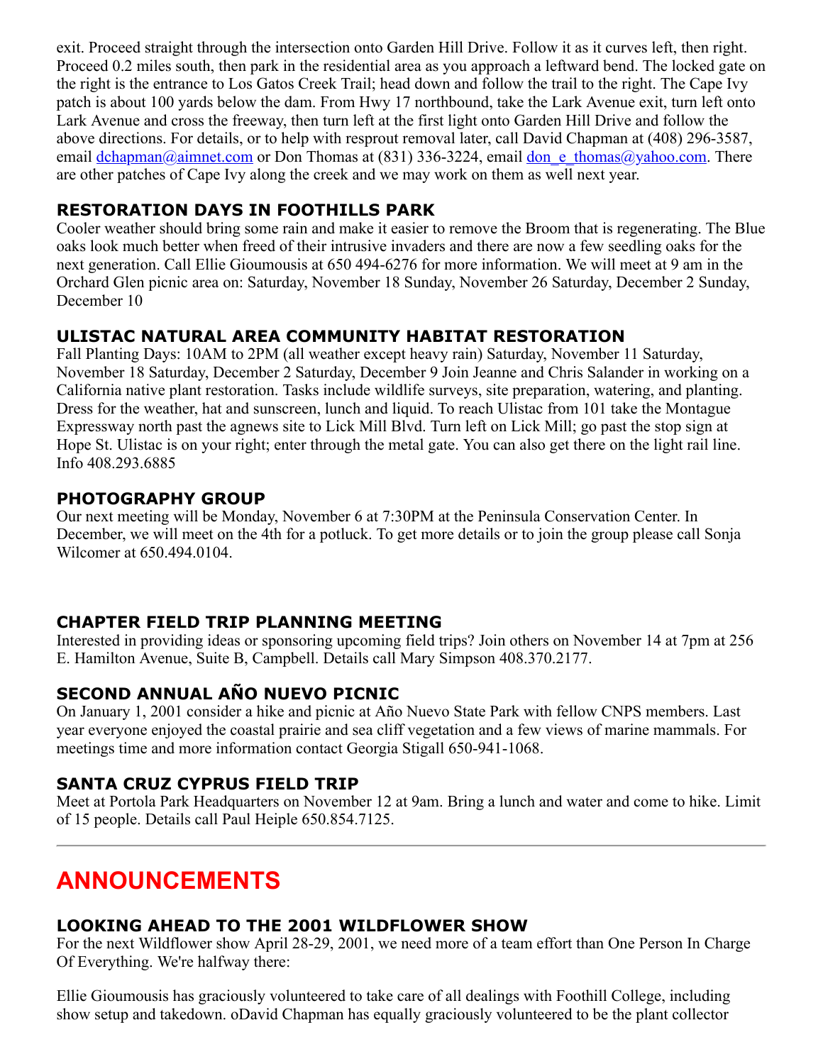exit. Proceed straight through the intersection onto Garden Hill Drive. Follow it as it curves left, then right. Proceed 0.2 miles south, then park in the residential area as you approach a leftward bend. The locked gate on the right is the entrance to Los Gatos Creek Trail; head down and follow the trail to the right. The Cape Ivy patch is about 100 yards below the dam. From Hwy 17 northbound, take the Lark Avenue exit, turn left onto Lark Avenue and cross the freeway, then turn left at the first light onto Garden Hill Drive and follow the above directions. For details, or to help with resprout removal later, call David Chapman at (408) 296-3587, email dchapman@aimnet.com or Don Thomas at (831) 336-3224, email don_e_thomas@yahoo.com. There are other patches of Cape Ivy along the creek and we may work on them as well next year.

### RESTORATION DAYS IN FOOTHILLS PARK

Cooler weather should bring some rain and make it easier to remove the Broom that is regenerating. The Blue oaks look much better when freed of their intrusive invaders and there are now a few seedling oaks for the next generation. Call Ellie Gioumousis at 650 494-6276 for more information. We will meet at 9 am in the Orchard Glen picnic area on: Saturday, November 18 Sunday, November 26 Saturday, December 2 Sunday, December 10

### ULISTAC NATURAL AREA COMMUNITY HABITAT RESTORATION

Fall Planting Days: 10AM to 2PM (all weather except heavy rain) Saturday, November 11 Saturday, November 18 Saturday, December 2 Saturday, December 9 Join Jeanne and Chris Salander in working on a California native plant restoration. Tasks include wildlife surveys, site preparation, watering, and planting. Dress for the weather, hat and sunscreen, lunch and liquid. To reach Ulistac from 101 take the Montague Expressway north past the agnews site to Lick Mill Blvd. Turn left on Lick Mill; go past the stop sign at Hope St. Ulistac is on your right; enter through the metal gate. You can also get there on the light rail line. Info 408.293.6885

### PHOTOGRAPHY GROUP

Our next meeting will be Monday, November 6 at 7:30PM at the Peninsula Conservation Center. In December, we will meet on the 4th for a potluck. To get more details or to join the group please call Sonja Wilcomer at 650.494.0104.

### CHAPTER FIELD TRIP PLANNING MEETING

Interested in providing ideas or sponsoring upcoming field trips? Join others on November 14 at 7pm at 256 E. Hamilton Avenue, Suite B, Campbell. Details call Mary Simpson 408.370.2177.

### SECOND ANNUAL AÑO NUEVO PICNIC

On January 1, 2001 consider a hike and picnic at Año Nuevo State Park with fellow CNPS members. Last year everyone enjoyed the coastal prairie and sea cliff vegetation and a few views of marine mammals. For meetings time and more information contact Georgia Stigall 650-941-1068.

### SANTA CRUZ CYPRUS FIELD TRIP

Meet at Portola Park Headquarters on November 12 at 9am. Bring a lunch and water and come to hike. Limit of 15 people. Details call Paul Heiple 650.854.7125.

---

## ANNOUNCEMENTS

### LOOKING AHEAD TO THE 2001 WILDFLOWER SHOW

For the next Wildflower show April 28-29, 2001, we need more of a team effort than One Person In Charge Of Everything. We're halfway there:

Ellie Gioumousis has graciously volunteered to take care of all dealings with Foothill College, including show setup and takedown. oDavid Chapman has equally graciously volunteered to be the plant collector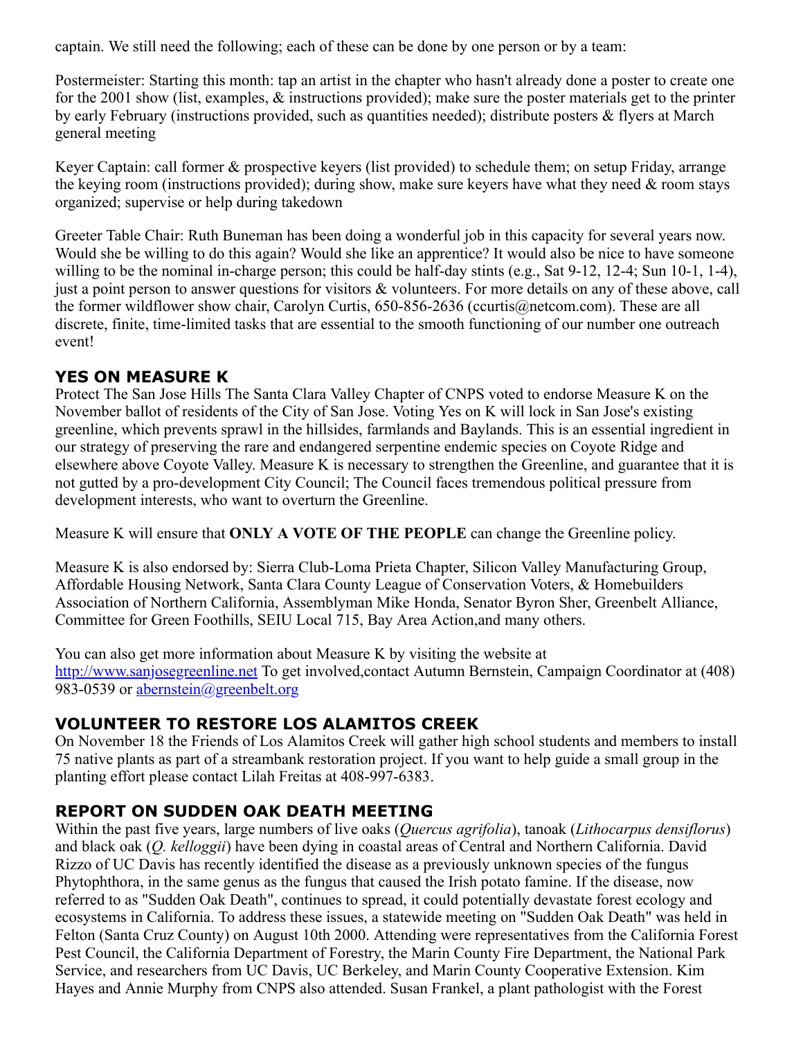captain. We still need the following; each of these can be done by one person or by a team:

Postermeister: Starting this month: tap an artist in the chapter who hasn't already done a poster to create one for the 2001 show (list, examples, & instructions provided); make sure the poster materials get to the printer by early February (instructions provided, such as quantities needed); distribute posters & flyers at March general meeting

Keyer Captain: call former & prospective keyers (list provided) to schedule them; on setup Friday, arrange the keying room (instructions provided); during show, make sure keyers have what they need & room stays organized; supervise or help during takedown

Greeter Table Chair: Ruth Buneman has been doing a wonderful job in this capacity for several years now. Would she be willing to do this again? Would she like an apprentice? It would also be nice to have someone willing to be the nominal in-charge person; this could be half-day stints (e.g., Sat 9-12, 12-4; Sun 10-1, 1-4), just a point person to answer questions for visitors & volunteers. For more details on any of these above, call the former wildflower show chair, Carolyn Curtis, 650-856-2636 (ccurtis@netcom.com). These are all discrete, finite, time-limited tasks that are essential to the smooth functioning of our number one outreach event!

### YES ON MEASURE K

Protect The San Jose Hills The Santa Clara Valley Chapter of CNPS voted to endorse Measure K on the November ballot of residents of the City of San Jose. Voting Yes on K will lock in San Jose's existing greenline, which prevents sprawl in the hillsides, farmlands and Baylands. This is an essential ingredient in our strategy of preserving the rare and endangered serpentine endemic species on Coyote Ridge and elsewhere above Coyote Valley. Measure K is necessary to strengthen the Greenline, and guarantee that it is not gutted by a pro-development City Council; The Council faces tremendous political pressure from development interests, who want to overturn the Greenline.

Measure K will ensure that **ONLY A VOTE OF THE PEOPLE** can change the Greenline policy.

Measure K is also endorsed by: Sierra Club-Loma Prieta Chapter, Silicon Valley Manufacturing Group, Affordable Housing Network, Santa Clara County League of Conservation Voters, & Homebuilders Association of Northern California, Assemblyman Mike Honda, Senator Byron Sher, Greenbelt Alliance, Committee for Green Foothills, SEIU Local 715, Bay Area Action,and many others.

You can also get more information about Measure K by visiting the website at [http://www.sanjosegreenline.net](http://www.sanjosegreenline.net) To get involved,contact Autumn Bernstein, Campaign Coordinator at (408) 983-0539 or [abernstein@greenbelt.org](mailto:abernstein@greenbelt.org)

### VOLUNTEER TO RESTORE LOS ALAMITOS CREEK

On November 18 the Friends of Los Alamitos Creek will gather high school students and members to install 75 native plants as part of a streambank restoration project. If you want to help guide a small group in the planting effort please contact Lilah Freitas at 408-997-6383.

### REPORT ON SUDDEN OAK DEATH MEETING

Within the past five years, large numbers of live oaks (*Quercus agrifolia*), tanoak (*Lithocarpus densiflorus*) and black oak (*Q. kelloggii*) have been dying in coastal areas of Central and Northern California. David Rizzo of UC Davis has recently identified the disease as a previously unknown species of the fungus Phytophthora, in the same genus as the fungus that caused the Irish potato famine. If the disease, now referred to as "Sudden Oak Death", continues to spread, it could potentially devastate forest ecology and ecosystems in California. To address these issues, a statewide meeting on "Sudden Oak Death" was held in Felton (Santa Cruz County) on August 10th 2000. Attending were representatives from the California Forest Pest Council, the California Department of Forestry, the Marin County Fire Department, the National Park Service, and researchers from UC Davis, UC Berkeley, and Marin County Cooperative Extension. Kim Hayes and Annie Murphy from CNPS also attended. Susan Frankel, a plant pathologist with the Forest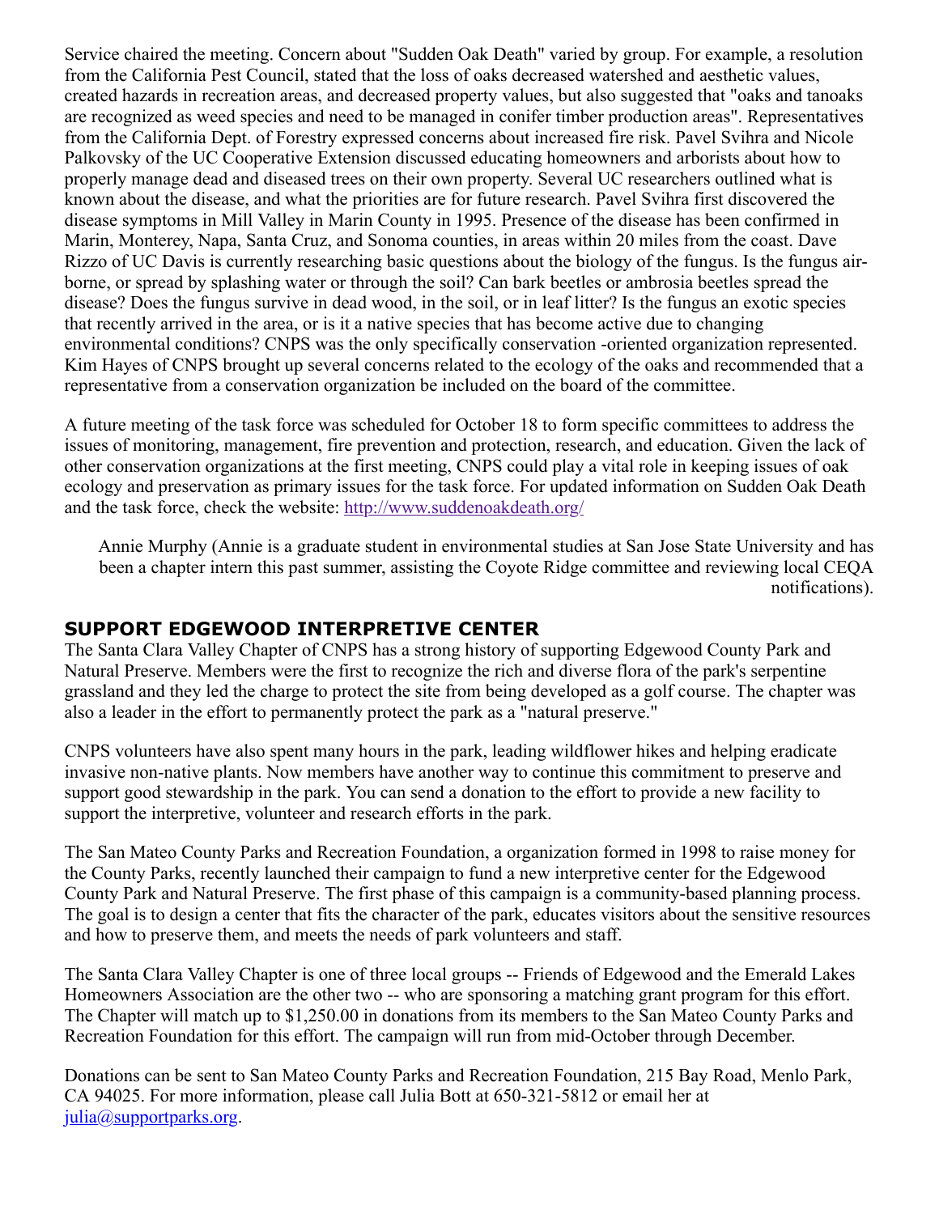Service chaired the meeting. Concern about "Sudden Oak Death" varied by group. For example, a resolution from the California Pest Council, stated that the loss of oaks decreased watershed and aesthetic values, created hazards in recreation areas, and decreased property values, but also suggested that "oaks and tanoaks are recognized as weed species and need to be managed in conifer timber production areas". Representatives from the California Dept. of Forestry expressed concerns about increased fire risk. Pavel Svihra and Nicole Palkovsky of the UC Cooperative Extension discussed educating homeowners and arborists about how to properly manage dead and diseased trees on their own property. Several UC researchers outlined what is known about the disease, and what the priorities are for future research. Pavel Svihra first discovered the disease symptoms in Mill Valley in Marin County in 1995. Presence of the disease has been confirmed in Marin, Monterey, Napa, Santa Cruz, and Sonoma counties, in areas within 20 miles from the coast. Dave Rizzo of UC Davis is currently researching basic questions about the biology of the fungus. Is the fungus air-borne, or spread by splashing water or through the soil? Can bark beetles or ambrosia beetles spread the disease? Does the fungus survive in dead wood, in the soil, or in leaf litter? Is the fungus an exotic species that recently arrived in the area, or is it a native species that has become active due to changing environmental conditions? CNPS was the only specifically conservation -oriented organization represented. Kim Hayes of CNPS brought up several concerns related to the ecology of the oaks and recommended that a representative from a conservation organization be included on the board of the committee.

A future meeting of the task force was scheduled for October 18 to form specific committees to address the issues of monitoring, management, fire prevention and protection, research, and education. Given the lack of other conservation organizations at the first meeting, CNPS could play a vital role in keeping issues of oak ecology and preservation as primary issues for the task force. For updated information on Sudden Oak Death and the task force, check the website: [http://www.suddenoakdeath.org/](http://www.suddenoakdeath.org/)

Annie Murphy (Annie is a graduate student in environmental studies at San Jose State University and has been a chapter intern this past summer, assisting the Coyote Ridge committee and reviewing local CEQA notifications).

## SUPPORT EDGEWOOD INTERPRETIVE CENTER

The Santa Clara Valley Chapter of CNPS has a strong history of supporting Edgewood County Park and Natural Preserve. Members were the first to recognize the rich and diverse flora of the park's serpentine grassland and they led the charge to protect the site from being developed as a golf course. The chapter was also a leader in the effort to permanently protect the park as a "natural preserve."

CNPS volunteers have also spent many hours in the park, leading wildflower hikes and helping eradicate invasive non-native plants. Now members have another way to continue this commitment to preserve and support good stewardship in the park. You can send a donation to the effort to provide a new facility to support the interpretive, volunteer and research efforts in the park.

The San Mateo County Parks and Recreation Foundation, a organization formed in 1998 to raise money for the County Parks, recently launched their campaign to fund a new interpretive center for the Edgewood County Park and Natural Preserve. The first phase of this campaign is a community-based planning process. The goal is to design a center that fits the character of the park, educates visitors about the sensitive resources and how to preserve them, and meets the needs of park volunteers and staff.

The Santa Clara Valley Chapter is one of three local groups -- Friends of Edgewood and the Emerald Lakes Homeowners Association are the other two -- who are sponsoring a matching grant program for this effort. The Chapter will match up to $1,250.00 in donations from its members to the San Mateo County Parks and Recreation Foundation for this effort. The campaign will run from mid-October through December.

Donations can be sent to San Mateo County Parks and Recreation Foundation, 215 Bay Road, Menlo Park, CA 94025. For more information, please call Julia Bott at 650-321-5812 or email her at [julia@supportparks.org](mailto:julia@supportparks.org).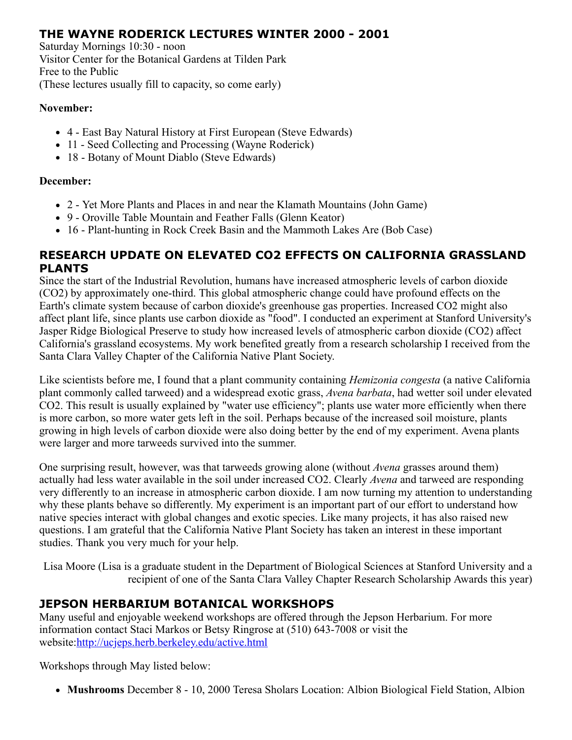## THE WAYNE RODERICK LECTURES WINTER 2000 - 2001

Saturday Mornings 10:30 - noon
Visitor Center for the Botanical Gardens at Tilden Park
Free to the Public
(These lectures usually fill to capacity, so come early)

**November:**

- 4 - East Bay Natural History at First European (Steve Edwards)
- 11 - Seed Collecting and Processing (Wayne Roderick)
- 18 - Botany of Mount Diablo (Steve Edwards)

**December:**

- 2 - Yet More Plants and Places in and near the Klamath Mountains (John Game)
- 9 - Oroville Table Mountain and Feather Falls (Glenn Keator)
- 16 - Plant-hunting in Rock Creek Basin and the Mammoth Lakes Are (Bob Case)

## RESEARCH UPDATE ON ELEVATED CO2 EFFECTS ON CALIFORNIA GRASSLAND PLANTS

Since the start of the Industrial Revolution, humans have increased atmospheric levels of carbon dioxide (CO2) by approximately one-third. This global atmospheric change could have profound effects on the Earth's climate system because of carbon dioxide's greenhouse gas properties. Increased CO2 might also affect plant life, since plants use carbon dioxide as "food". I conducted an experiment at Stanford University's Jasper Ridge Biological Preserve to study how increased levels of atmospheric carbon dioxide (CO2) affect California's grassland ecosystems. My work benefited greatly from a research scholarship I received from the Santa Clara Valley Chapter of the California Native Plant Society.

Like scientists before me, I found that a plant community containing *Hemizonia congesta* (a native California plant commonly called tarweed) and a widespread exotic grass, *Avena barbata*, had wetter soil under elevated CO2. This result is usually explained by "water use efficiency"; plants use water more efficiently when there is more carbon, so more water gets left in the soil. Perhaps because of the increased soil moisture, plants growing in high levels of carbon dioxide were also doing better by the end of my experiment. Avena plants were larger and more tarweeds survived into the summer.

One surprising result, however, was that tarweeds growing alone (without *Avena* grasses around them) actually had less water available in the soil under increased CO2. Clearly *Avena* and tarweed are responding very differently to an increase in atmospheric carbon dioxide. I am now turning my attention to understanding why these plants behave so differently. My experiment is an important part of our effort to understand how native species interact with global changes and exotic species. Like many projects, it has also raised new questions. I am grateful that the California Native Plant Society has taken an interest in these important studies. Thank you very much for your help.

Lisa Moore (Lisa is a graduate student in the Department of Biological Sciences at Stanford University and a recipient of one of the Santa Clara Valley Chapter Research Scholarship Awards this year)

## JEPSON HERBARIUM BOTANICAL WORKSHOPS

Many useful and enjoyable weekend workshops are offered through the Jepson Herbarium. For more information contact Staci Markos or Betsy Ringrose at (510) 643-7008 or visit the website:http://ucjeps.herb.berkeley.edu/active.html

Workshops through May listed below:

- **Mushrooms** December 8 - 10, 2000 Teresa Sholars Location: Albion Biological Field Station, Albion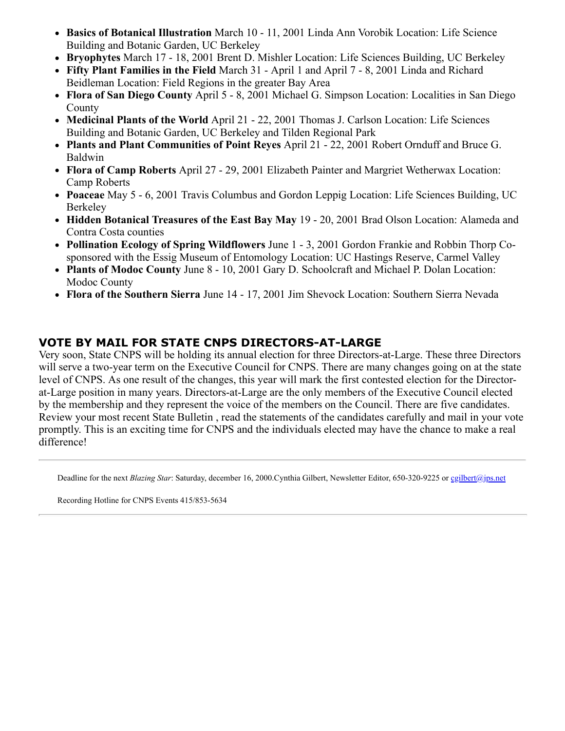- **Basics of Botanical Illustration** March 10 - 11, 2001 Linda Ann Vorobik Location: Life Science Building and Botanic Garden, UC Berkeley
- **Bryophytes** March 17 - 18, 2001 Brent D. Mishler Location: Life Sciences Building, UC Berkeley
- **Fifty Plant Families in the Field** March 31 - April 1 and April 7 - 8, 2001 Linda and Richard Beidleman Location: Field Regions in the greater Bay Area
- **Flora of San Diego County** April 5 - 8, 2001 Michael G. Simpson Location: Localities in San Diego County
- **Medicinal Plants of the World** April 21 - 22, 2001 Thomas J. Carlson Location: Life Sciences Building and Botanic Garden, UC Berkeley and Tilden Regional Park
- **Plants and Plant Communities of Point Reyes** April 21 - 22, 2001 Robert Ornduff and Bruce G. Baldwin
- **Flora of Camp Roberts** April 27 - 29, 2001 Elizabeth Painter and Margriet Wetherwax Location: Camp Roberts
- **Poaceae** May 5 - 6, 2001 Travis Columbus and Gordon Leppig Location: Life Sciences Building, UC Berkeley
- **Hidden Botanical Treasures of the East Bay May** 19 - 20, 2001 Brad Olson Location: Alameda and Contra Costa counties
- **Pollination Ecology of Spring Wildflowers** June 1 - 3, 2001 Gordon Frankie and Robbin Thorp Co-sponsored with the Essig Museum of Entomology Location: UC Hastings Reserve, Carmel Valley
- **Plants of Modoc County** June 8 - 10, 2001 Gary D. Schoolcraft and Michael P. Dolan Location: Modoc County
- **Flora of the Southern Sierra** June 14 - 17, 2001 Jim Shevock Location: Southern Sierra Nevada

## VOTE BY MAIL FOR STATE CNPS DIRECTORS-AT-LARGE

Very soon, State CNPS will be holding its annual election for three Directors-at-Large. These three Directors will serve a two-year term on the Executive Council for CNPS. There are many changes going on at the state level of CNPS. As one result of the changes, this year will mark the first contested election for the Director-at-Large position in many years. Directors-at-Large are the only members of the Executive Council elected by the membership and they represent the voice of the members on the Council. There are five candidates. Review your most recent State Bulletin , read the statements of the candidates carefully and mail in your vote promptly. This is an exciting time for CNPS and the individuals elected may have the chance to make a real difference!

---

Deadline for the next *Blazing Star*: Saturday, december 16, 2000.Cynthia Gilbert, Newsletter Editor, 650-320-9225 or cgilbert@jps.net

Recording Hotline for CNPS Events 415/853-5634

---